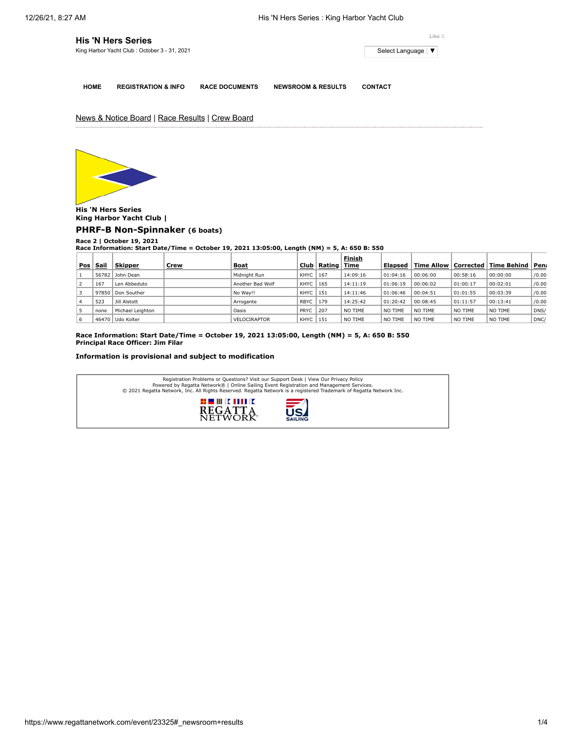# His 'N Hers Series

King Harbor Yacht Club : October 3 - 31, 2021

Like 0

Select Language ▼

HOME | REGISTRATION & INFO | RACE DOCUMENTS | NEWSROOM & RESULTS | CONTACT

News & Notice Board | Race Results | Crew Board

**His 'N Hers Series**
**King Harbor Yacht Club |**

## PHRF-B Non-Spinnaker (6 boats)

**Race 2 | October 19, 2021**
**Race Information: Start Date/Time = October 19, 2021 13:05:00, Length (NM) = 5, A: 650 B: 550**

| Pos | Sail | Skipper | Crew | Boat | Club | Rating | Finish Time | Elapsed | Time Allow | Corrected | Time Behind | Pena |
|---|---|---|---|---|---|---|---|---|---|---|---|---|
| 1 | 56782 | John Dean | | Midnight Run | KHYC | 167 | 14:09:16 | 01:04:16 | 00:06:00 | 00:58:16 | 00:00:00 | /0.00 |
| 2 | 167 | Len Abbeduto | | Another Bad Wolf | KHYC | 165 | 14:11:19 | 01:06:19 | 00:06:02 | 01:00:17 | 00:02:01 | /0.00 |
| 3 | 97850 | Don Souther | | No Way!! | KHYC | 151 | 14:11:46 | 01:06:46 | 00:04:51 | 01:01:55 | 00:03:39 | /0.00 |
| 4 | 523 | Jill Alstott | | Arrogante | RBYC | 179 | 14:25:42 | 01:20:42 | 00:08:45 | 01:11:57 | 00:13:41 | /0.00 |
| 5 | none | Michael Leighton | | Oasis | PRYC | 207 | NO TIME | NO TIME | NO TIME | NO TIME | NO TIME | DNS/ |
| 6 | 46470 | Udo Kolter | | VELOCIRAPTOR | KHYC | 151 | NO TIME | NO TIME | NO TIME | NO TIME | NO TIME | DNC/ |

**Race Information: Start Date/Time = October 19, 2021 13:05:00, Length (NM) = 5, A: 650 B: 550**
**Principal Race Officer: Jim Filar**

**Information is provisional and subject to modification**

Registration Problems or Questions? Visit our Support Desk | View Our Privacy Policy
Powered by Regatta Network® | Online Sailing Event Registration and Management Services.
© 2021 Regatta Network, Inc. All Rights Reserved. Regatta Network is a registered Trademark of Regatta Network Inc.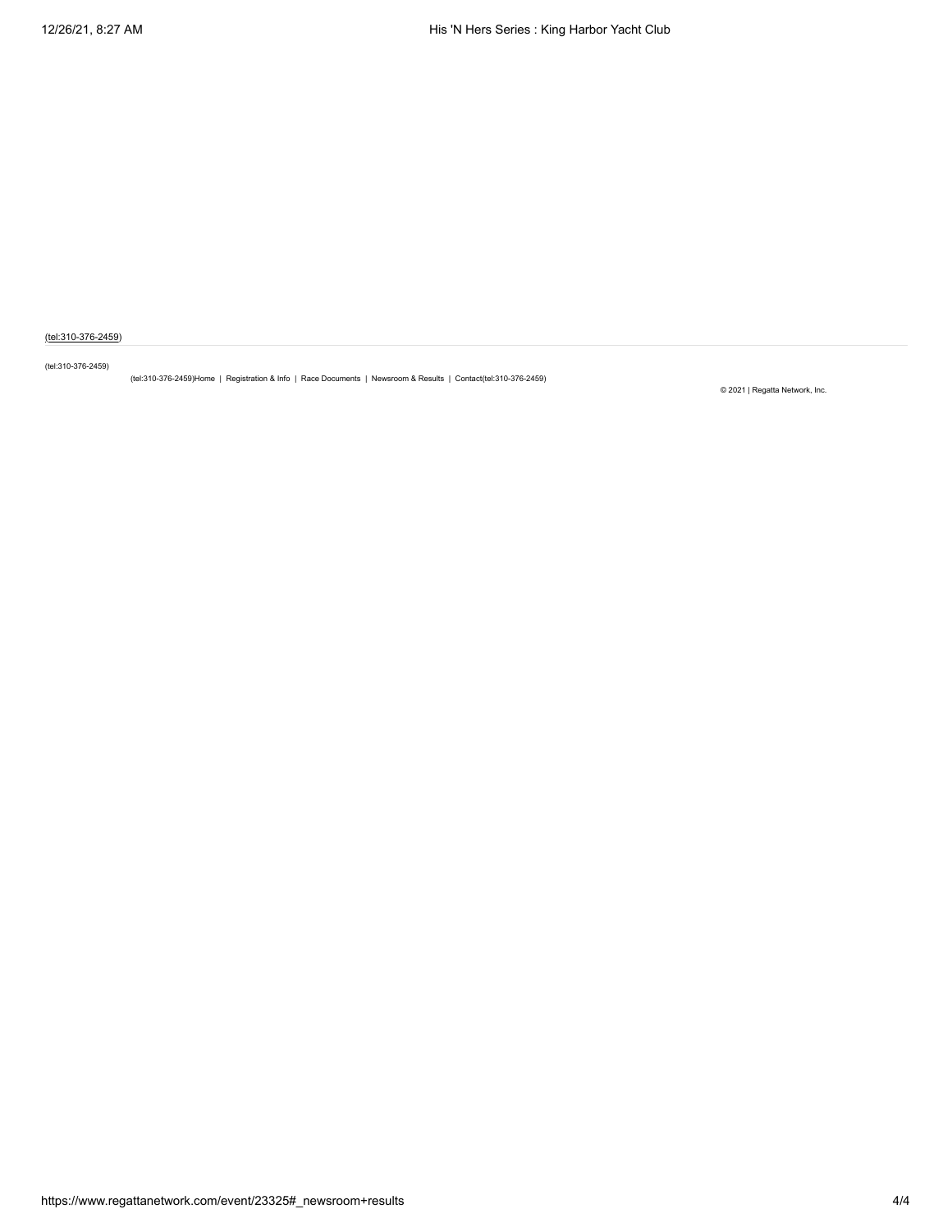(tel:310-376-2459)

(tel:310-376-2459)

(tel:310-376-2459)Home | Registration & Info | Race Documents | Newsroom & Results | Contact(tel:310-376-2459)

© 2021 | Regatta Network, Inc.